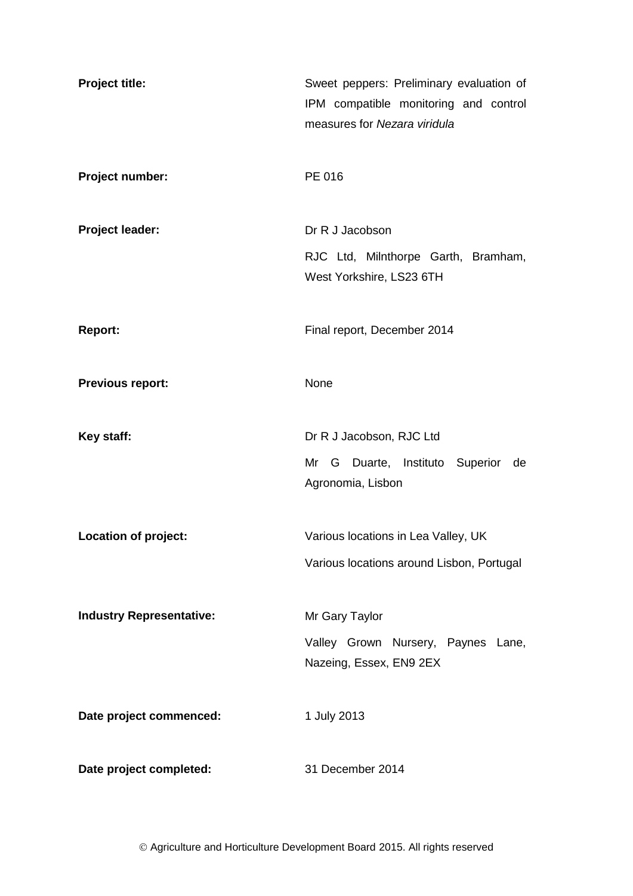| | |
|---|---|
| **Project title:** | Sweet peppers: Preliminary evaluation of IPM compatible monitoring and control measures for *Nezara viridula* |
| **Project number:** | PE 016 |
| **Project leader:** | Dr R J Jacobson<br>RJC Ltd, Milnthorpe Garth, Bramham, West Yorkshire, LS23 6TH |
| **Report:** | Final report, December 2014 |
| **Previous report:** | None |
| **Key staff:** | Dr R J Jacobson, RJC Ltd<br>Mr G Duarte, Instituto Superior de Agronomia, Lisbon |
| **Location of project:** | Various locations in Lea Valley, UK<br>Various locations around Lisbon, Portugal |
| **Industry Representative:** | Mr Gary Taylor<br>Valley Grown Nursery, Paynes Lane, Nazeing, Essex, EN9 2EX |
| **Date project commenced:** | 1 July 2013 |
| **Date project completed:** | 31 December 2014 |

© Agriculture and Horticulture Development Board 2015. All rights reserved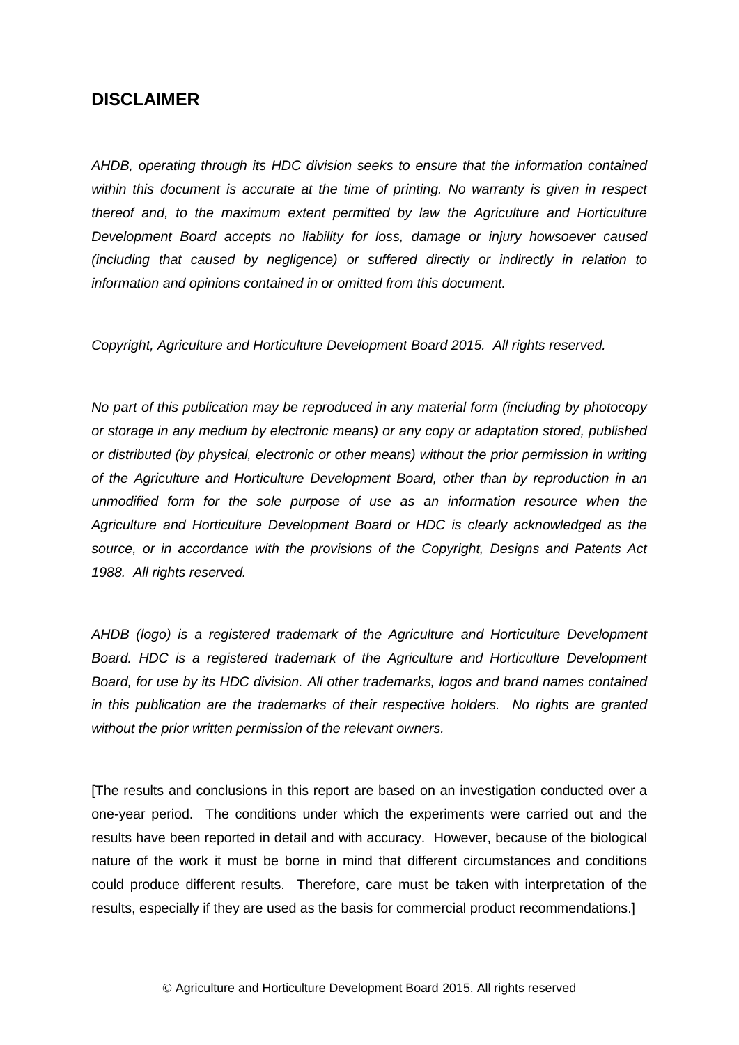## DISCLAIMER

*AHDB, operating through its HDC division seeks to ensure that the information contained within this document is accurate at the time of printing. No warranty is given in respect thereof and, to the maximum extent permitted by law the Agriculture and Horticulture Development Board accepts no liability for loss, damage or injury howsoever caused (including that caused by negligence) or suffered directly or indirectly in relation to information and opinions contained in or omitted from this document.*

*Copyright, Agriculture and Horticulture Development Board 2015. All rights reserved.*

*No part of this publication may be reproduced in any material form (including by photocopy or storage in any medium by electronic means) or any copy or adaptation stored, published or distributed (by physical, electronic or other means) without the prior permission in writing of the Agriculture and Horticulture Development Board, other than by reproduction in an unmodified form for the sole purpose of use as an information resource when the Agriculture and Horticulture Development Board or HDC is clearly acknowledged as the source, or in accordance with the provisions of the Copyright, Designs and Patents Act 1988. All rights reserved.*

*AHDB (logo) is a registered trademark of the Agriculture and Horticulture Development Board. HDC is a registered trademark of the Agriculture and Horticulture Development Board, for use by its HDC division. All other trademarks, logos and brand names contained in this publication are the trademarks of their respective holders. No rights are granted without the prior written permission of the relevant owners.*

[The results and conclusions in this report are based on an investigation conducted over a one-year period. The conditions under which the experiments were carried out and the results have been reported in detail and with accuracy. However, because of the biological nature of the work it must be borne in mind that different circumstances and conditions could produce different results. Therefore, care must be taken with interpretation of the results, especially if they are used as the basis for commercial product recommendations.]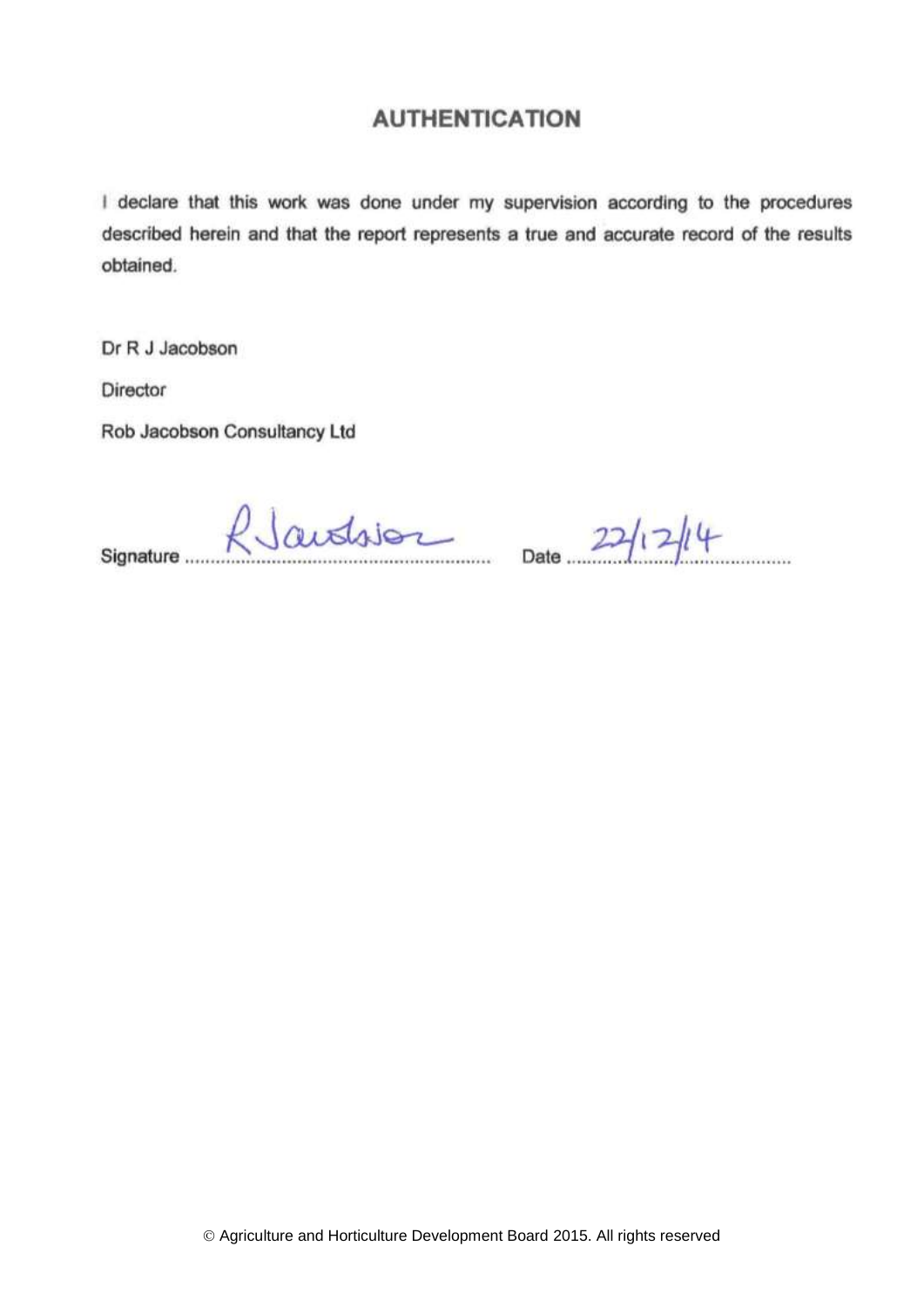# AUTHENTICATION

I declare that this work was done under my supervision according to the procedures described herein and that the report represents a true and accurate record of the results obtained.

Dr R J Jacobson

Director

Rob Jacobson Consultancy Ltd

Signature R Jacobson Date 22/12/14

© Agriculture and Horticulture Development Board 2015. All rights reserved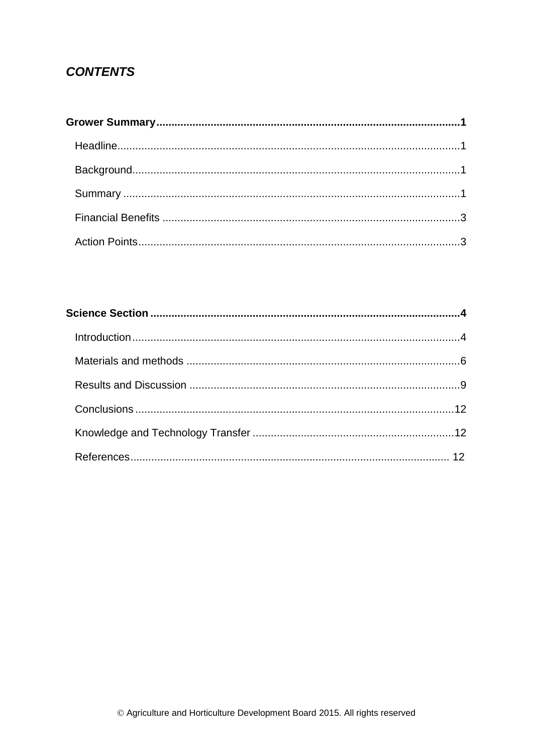## *CONTENTS*

**Grower Summary** **1**

Headline 1

Background 1

Summary 1

Financial Benefits 3

Action Points 3

**Science Section** **4**

Introduction 4

Materials and methods 6

Results and Discussion 9

Conclusions 12

Knowledge and Technology Transfer 12

References 12

© Agriculture and Horticulture Development Board 2015. All rights reserved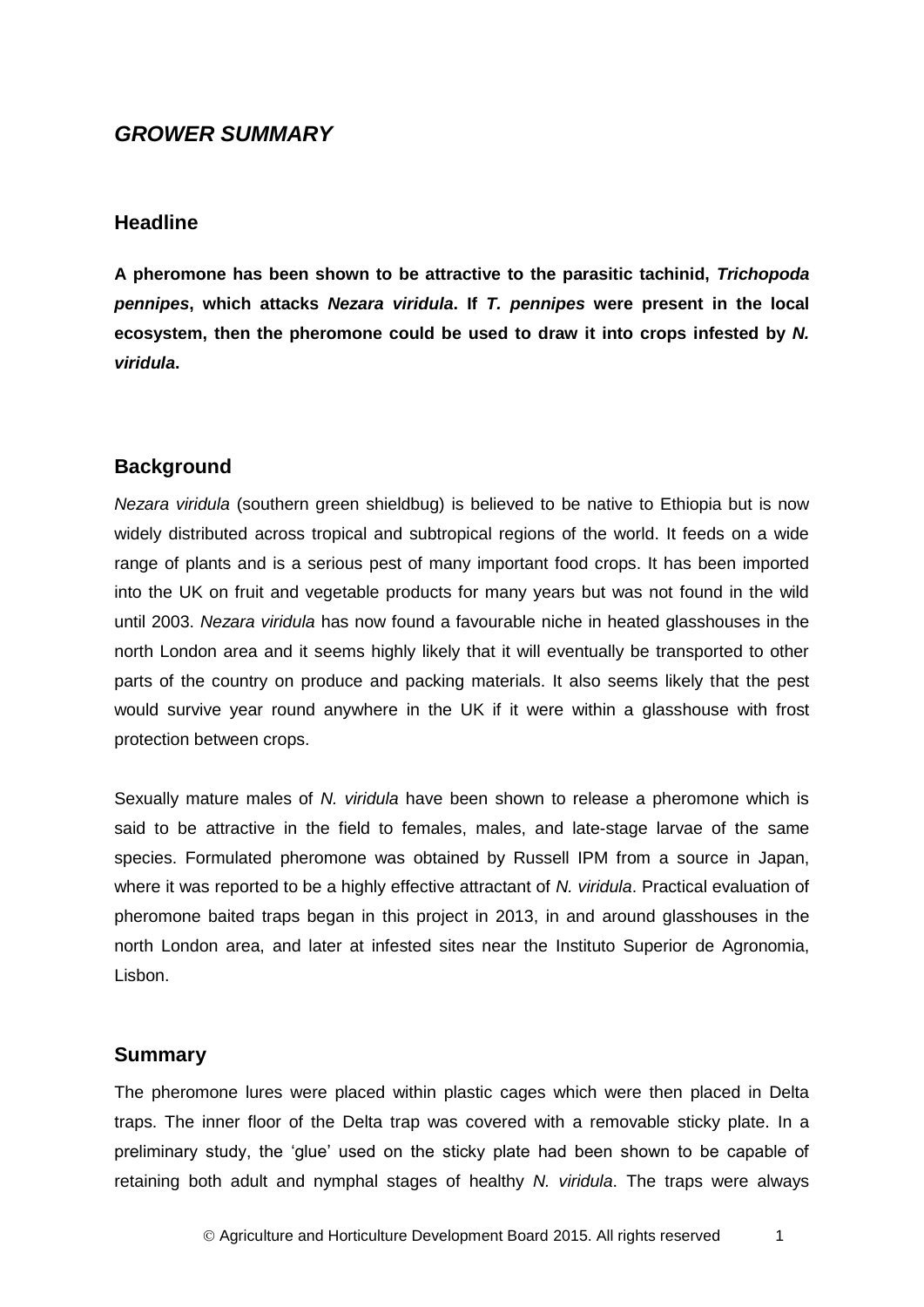## *GROWER SUMMARY*

### Headline

**A pheromone has been shown to be attractive to the parasitic tachinid, *Trichopoda pennipes*, which attacks *Nezara viridula*. If *T. pennipes* were present in the local ecosystem, then the pheromone could be used to draw it into crops infested by *N. viridula*.**

### Background

*Nezara viridula* (southern green shieldbug) is believed to be native to Ethiopia but is now widely distributed across tropical and subtropical regions of the world. It feeds on a wide range of plants and is a serious pest of many important food crops. It has been imported into the UK on fruit and vegetable products for many years but was not found in the wild until 2003. *Nezara viridula* has now found a favourable niche in heated glasshouses in the north London area and it seems highly likely that it will eventually be transported to other parts of the country on produce and packing materials. It also seems likely that the pest would survive year round anywhere in the UK if it were within a glasshouse with frost protection between crops.

Sexually mature males of *N. viridula* have been shown to release a pheromone which is said to be attractive in the field to females, males, and late-stage larvae of the same species. Formulated pheromone was obtained by Russell IPM from a source in Japan, where it was reported to be a highly effective attractant of *N. viridula*. Practical evaluation of pheromone baited traps began in this project in 2013, in and around glasshouses in the north London area, and later at infested sites near the Instituto Superior de Agronomia, Lisbon.

### Summary

The pheromone lures were placed within plastic cages which were then placed in Delta traps. The inner floor of the Delta trap was covered with a removable sticky plate. In a preliminary study, the 'glue' used on the sticky plate had been shown to be capable of retaining both adult and nymphal stages of healthy *N. viridula*. The traps were always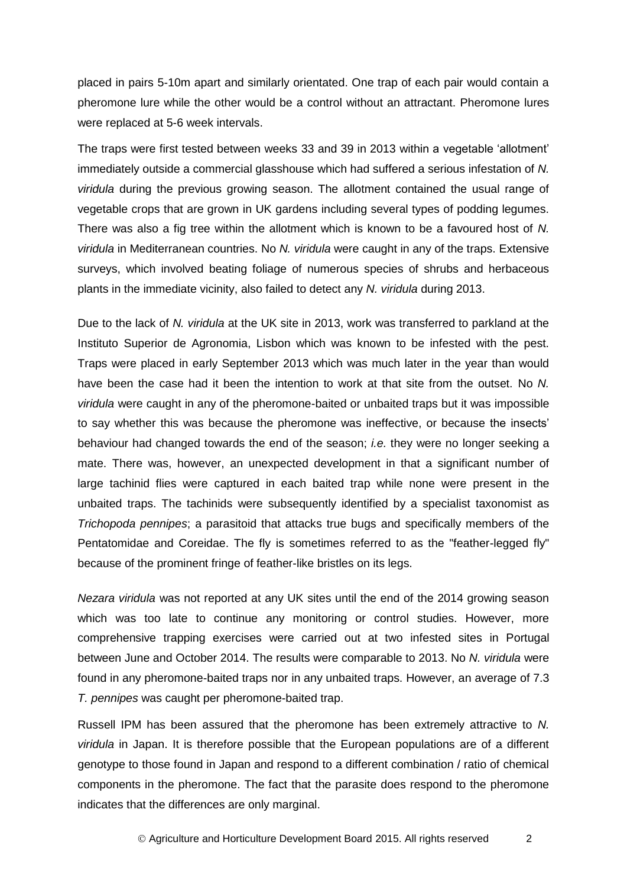placed in pairs 5-10m apart and similarly orientated. One trap of each pair would contain a pheromone lure while the other would be a control without an attractant. Pheromone lures were replaced at 5-6 week intervals.

The traps were first tested between weeks 33 and 39 in 2013 within a vegetable 'allotment' immediately outside a commercial glasshouse which had suffered a serious infestation of *N. viridula* during the previous growing season. The allotment contained the usual range of vegetable crops that are grown in UK gardens including several types of podding legumes. There was also a fig tree within the allotment which is known to be a favoured host of *N. viridula* in Mediterranean countries. No *N. viridula* were caught in any of the traps. Extensive surveys, which involved beating foliage of numerous species of shrubs and herbaceous plants in the immediate vicinity, also failed to detect any *N. viridula* during 2013.

Due to the lack of *N. viridula* at the UK site in 2013, work was transferred to parkland at the Instituto Superior de Agronomia, Lisbon which was known to be infested with the pest. Traps were placed in early September 2013 which was much later in the year than would have been the case had it been the intention to work at that site from the outset. No *N. viridula* were caught in any of the pheromone-baited or unbaited traps but it was impossible to say whether this was because the pheromone was ineffective, or because the insects' behaviour had changed towards the end of the season; *i.e.* they were no longer seeking a mate. There was, however, an unexpected development in that a significant number of large tachinid flies were captured in each baited trap while none were present in the unbaited traps. The tachinids were subsequently identified by a specialist taxonomist as *Trichopoda pennipes*; a parasitoid that attacks true bugs and specifically members of the Pentatomidae and Coreidae. The fly is sometimes referred to as the "feather-legged fly" because of the prominent fringe of feather-like bristles on its legs.

*Nezara viridula* was not reported at any UK sites until the end of the 2014 growing season which was too late to continue any monitoring or control studies. However, more comprehensive trapping exercises were carried out at two infested sites in Portugal between June and October 2014. The results were comparable to 2013. No *N. viridula* were found in any pheromone-baited traps nor in any unbaited traps. However, an average of 7.3 *T. pennipes* was caught per pheromone-baited trap.

Russell IPM has been assured that the pheromone has been extremely attractive to *N. viridula* in Japan. It is therefore possible that the European populations are of a different genotype to those found in Japan and respond to a different combination / ratio of chemical components in the pheromone. The fact that the parasite does respond to the pheromone indicates that the differences are only marginal.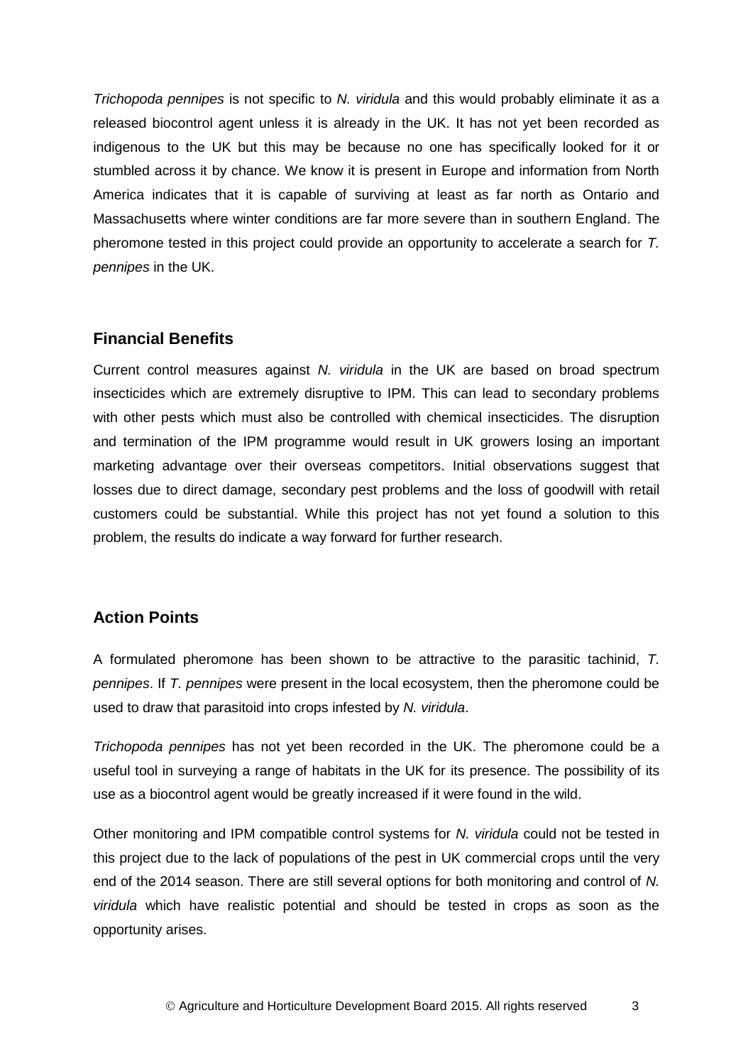*Trichopoda pennipes* is not specific to *N. viridula* and this would probably eliminate it as a released biocontrol agent unless it is already in the UK. It has not yet been recorded as indigenous to the UK but this may be because no one has specifically looked for it or stumbled across it by chance. We know it is present in Europe and information from North America indicates that it is capable of surviving at least as far north as Ontario and Massachusetts where winter conditions are far more severe than in southern England. The pheromone tested in this project could provide an opportunity to accelerate a search for *T. pennipes* in the UK.

## Financial Benefits

Current control measures against *N. viridula* in the UK are based on broad spectrum insecticides which are extremely disruptive to IPM. This can lead to secondary problems with other pests which must also be controlled with chemical insecticides. The disruption and termination of the IPM programme would result in UK growers losing an important marketing advantage over their overseas competitors. Initial observations suggest that losses due to direct damage, secondary pest problems and the loss of goodwill with retail customers could be substantial. While this project has not yet found a solution to this problem, the results do indicate a way forward for further research.

## Action Points

A formulated pheromone has been shown to be attractive to the parasitic tachinid, *T. pennipes*. If *T. pennipes* were present in the local ecosystem, then the pheromone could be used to draw that parasitoid into crops infested by *N. viridula*.

*Trichopoda pennipes* has not yet been recorded in the UK. The pheromone could be a useful tool in surveying a range of habitats in the UK for its presence. The possibility of its use as a biocontrol agent would be greatly increased if it were found in the wild.

Other monitoring and IPM compatible control systems for *N. viridula* could not be tested in this project due to the lack of populations of the pest in UK commercial crops until the very end of the 2014 season. There are still several options for both monitoring and control of *N. viridula* which have realistic potential and should be tested in crops as soon as the opportunity arises.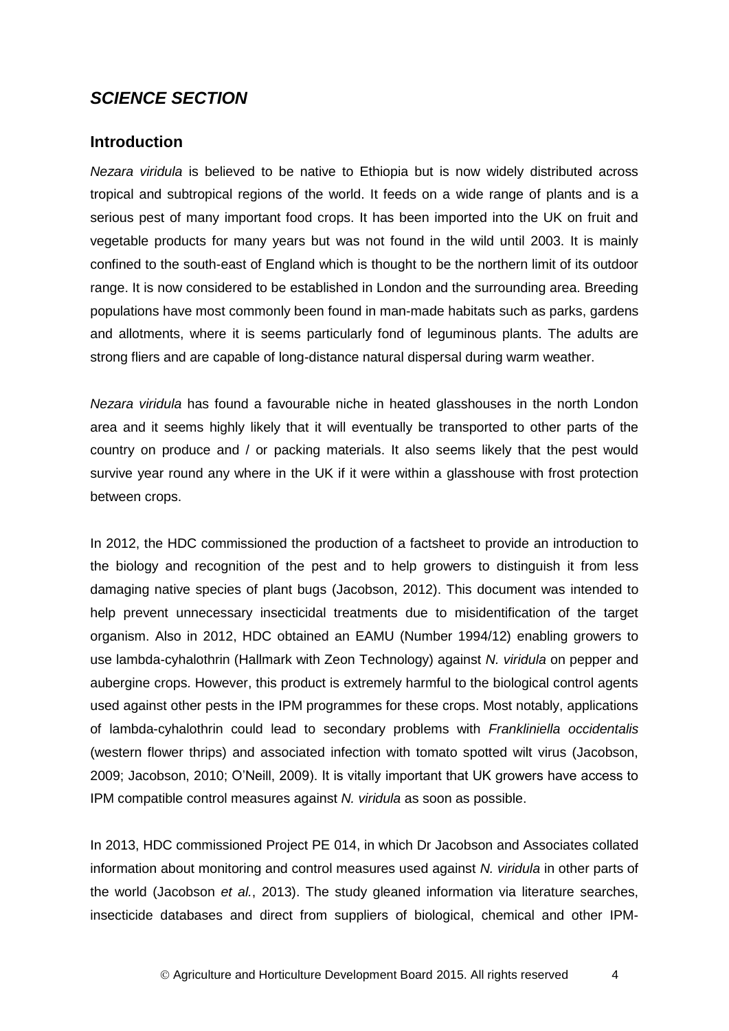## *SCIENCE SECTION*

### Introduction

*Nezara viridula* is believed to be native to Ethiopia but is now widely distributed across tropical and subtropical regions of the world. It feeds on a wide range of plants and is a serious pest of many important food crops. It has been imported into the UK on fruit and vegetable products for many years but was not found in the wild until 2003. It is mainly confined to the south-east of England which is thought to be the northern limit of its outdoor range. It is now considered to be established in London and the surrounding area. Breeding populations have most commonly been found in man-made habitats such as parks, gardens and allotments, where it is seems particularly fond of leguminous plants. The adults are strong fliers and are capable of long-distance natural dispersal during warm weather.

*Nezara viridula* has found a favourable niche in heated glasshouses in the north London area and it seems highly likely that it will eventually be transported to other parts of the country on produce and / or packing materials. It also seems likely that the pest would survive year round any where in the UK if it were within a glasshouse with frost protection between crops.

In 2012, the HDC commissioned the production of a factsheet to provide an introduction to the biology and recognition of the pest and to help growers to distinguish it from less damaging native species of plant bugs (Jacobson, 2012). This document was intended to help prevent unnecessary insecticidal treatments due to misidentification of the target organism. Also in 2012, HDC obtained an EAMU (Number 1994/12) enabling growers to use lambda-cyhalothrin (Hallmark with Zeon Technology) against *N. viridula* on pepper and aubergine crops. However, this product is extremely harmful to the biological control agents used against other pests in the IPM programmes for these crops. Most notably, applications of lambda-cyhalothrin could lead to secondary problems with *Frankliniella occidentalis* (western flower thrips) and associated infection with tomato spotted wilt virus (Jacobson, 2009; Jacobson, 2010; O'Neill, 2009). It is vitally important that UK growers have access to IPM compatible control measures against *N. viridula* as soon as possible.

In 2013, HDC commissioned Project PE 014, in which Dr Jacobson and Associates collated information about monitoring and control measures used against *N. viridula* in other parts of the world (Jacobson *et al.*, 2013). The study gleaned information via literature searches, insecticide databases and direct from suppliers of biological, chemical and other IPM-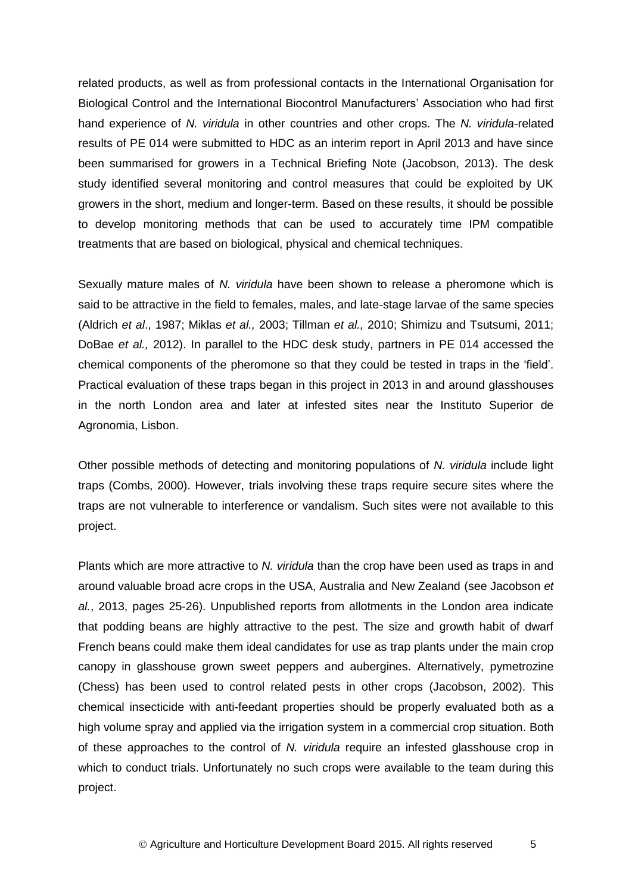related products, as well as from professional contacts in the International Organisation for Biological Control and the International Biocontrol Manufacturers' Association who had first hand experience of *N. viridula* in other countries and other crops. The *N. viridula*-related results of PE 014 were submitted to HDC as an interim report in April 2013 and have since been summarised for growers in a Technical Briefing Note (Jacobson, 2013). The desk study identified several monitoring and control measures that could be exploited by UK growers in the short, medium and longer-term. Based on these results, it should be possible to develop monitoring methods that can be used to accurately time IPM compatible treatments that are based on biological, physical and chemical techniques.

Sexually mature males of *N. viridula* have been shown to release a pheromone which is said to be attractive in the field to females, males, and late-stage larvae of the same species (Aldrich *et al*., 1987; Miklas *et al.,* 2003; Tillman *et al.,* 2010; Shimizu and Tsutsumi, 2011; DoBae *et al.,* 2012). In parallel to the HDC desk study, partners in PE 014 accessed the chemical components of the pheromone so that they could be tested in traps in the 'field'. Practical evaluation of these traps began in this project in 2013 in and around glasshouses in the north London area and later at infested sites near the Instituto Superior de Agronomia, Lisbon.

Other possible methods of detecting and monitoring populations of *N. viridula* include light traps (Combs, 2000). However, trials involving these traps require secure sites where the traps are not vulnerable to interference or vandalism. Such sites were not available to this project.

Plants which are more attractive to *N. viridula* than the crop have been used as traps in and around valuable broad acre crops in the USA, Australia and New Zealand (see Jacobson *et al.*, 2013, pages 25-26). Unpublished reports from allotments in the London area indicate that podding beans are highly attractive to the pest. The size and growth habit of dwarf French beans could make them ideal candidates for use as trap plants under the main crop canopy in glasshouse grown sweet peppers and aubergines. Alternatively, pymetrozine (Chess) has been used to control related pests in other crops (Jacobson, 2002). This chemical insecticide with anti-feedant properties should be properly evaluated both as a high volume spray and applied via the irrigation system in a commercial crop situation. Both of these approaches to the control of *N. viridula* require an infested glasshouse crop in which to conduct trials. Unfortunately no such crops were available to the team during this project.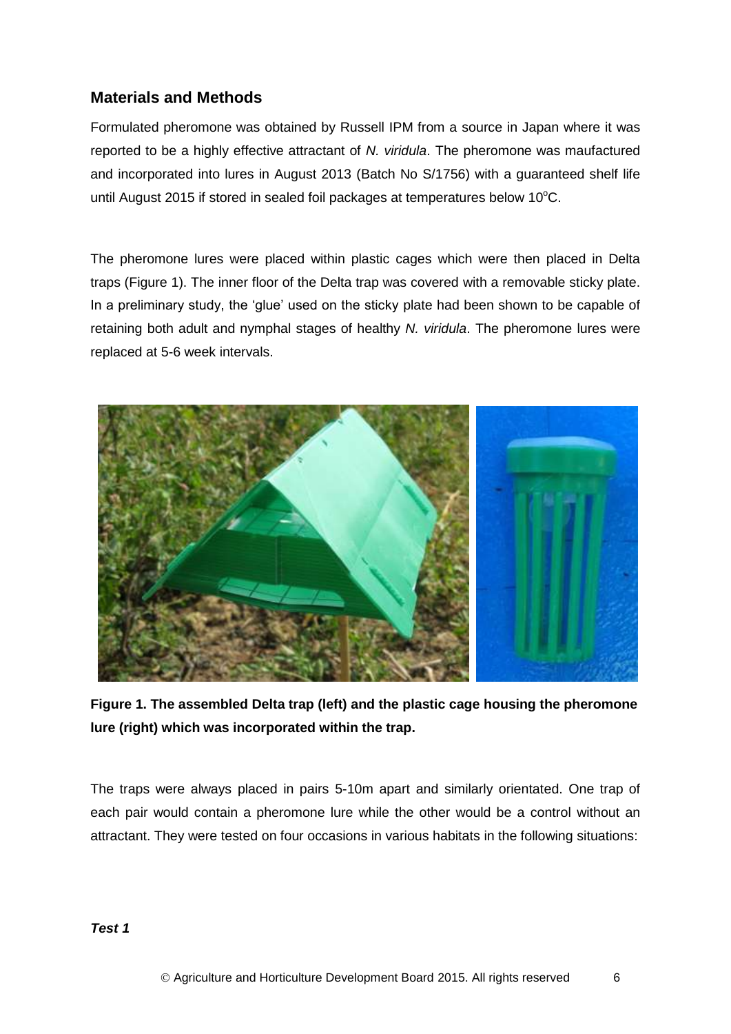## Materials and Methods

Formulated pheromone was obtained by Russell IPM from a source in Japan where it was reported to be a highly effective attractant of *N. viridula*. The pheromone was maufactured and incorporated into lures in August 2013 (Batch No S/1756) with a guaranteed shelf life until August 2015 if stored in sealed foil packages at temperatures below 10$^{o}$C.

The pheromone lures were placed within plastic cages which were then placed in Delta traps (Figure 1). The inner floor of the Delta trap was covered with a removable sticky plate. In a preliminary study, the 'glue' used on the sticky plate had been shown to be capable of retaining both adult and nymphal stages of healthy *N. viridula*. The pheromone lures were replaced at 5-6 week intervals.

**Figure 1. The assembled Delta trap (left) and the plastic cage housing the pheromone lure (right) which was incorporated within the trap.**

The traps were always placed in pairs 5-10m apart and similarly orientated. One trap of each pair would contain a pheromone lure while the other would be a control without an attractant. They were tested on four occasions in various habitats in the following situations:

***Test 1***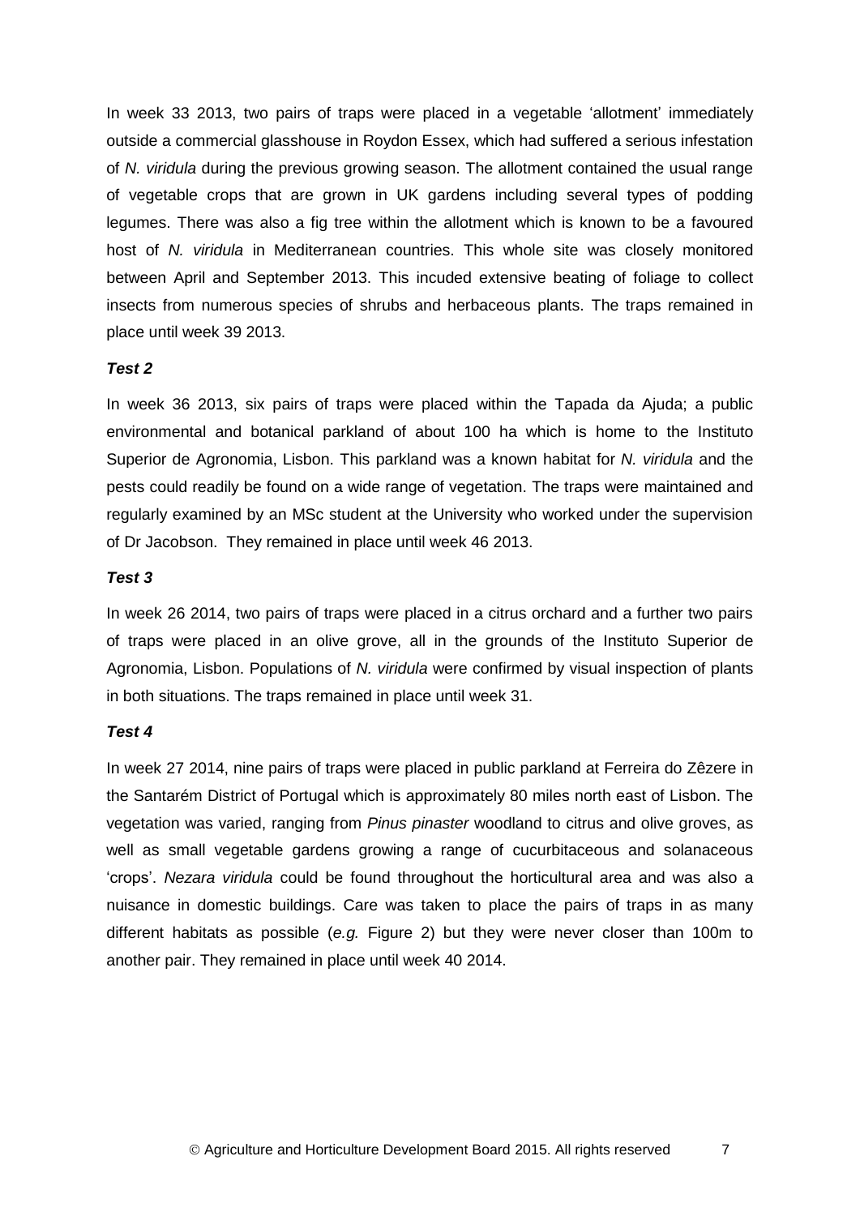In week 33 2013, two pairs of traps were placed in a vegetable 'allotment' immediately outside a commercial glasshouse in Roydon Essex, which had suffered a serious infestation of *N. viridula* during the previous growing season. The allotment contained the usual range of vegetable crops that are grown in UK gardens including several types of podding legumes. There was also a fig tree within the allotment which is known to be a favoured host of *N. viridula* in Mediterranean countries. This whole site was closely monitored between April and September 2013. This incuded extensive beating of foliage to collect insects from numerous species of shrubs and herbaceous plants. The traps remained in place until week 39 2013.

***Test 2***

In week 36 2013, six pairs of traps were placed within the Tapada da Ajuda; a public environmental and botanical parkland of about 100 ha which is home to the Instituto Superior de Agronomia, Lisbon. This parkland was a known habitat for *N. viridula* and the pests could readily be found on a wide range of vegetation. The traps were maintained and regularly examined by an MSc student at the University who worked under the supervision of Dr Jacobson. They remained in place until week 46 2013.

***Test 3***

In week 26 2014, two pairs of traps were placed in a citrus orchard and a further two pairs of traps were placed in an olive grove, all in the grounds of the Instituto Superior de Agronomia, Lisbon. Populations of *N. viridula* were confirmed by visual inspection of plants in both situations. The traps remained in place until week 31.

***Test 4***

In week 27 2014, nine pairs of traps were placed in public parkland at Ferreira do Zêzere in the Santarém District of Portugal which is approximately 80 miles north east of Lisbon. The vegetation was varied, ranging from *Pinus pinaster* woodland to citrus and olive groves, as well as small vegetable gardens growing a range of cucurbitaceous and solanaceous 'crops'. *Nezara viridula* could be found throughout the horticultural area and was also a nuisance in domestic buildings. Care was taken to place the pairs of traps in as many different habitats as possible (*e.g.* Figure 2) but they were never closer than 100m to another pair. They remained in place until week 40 2014.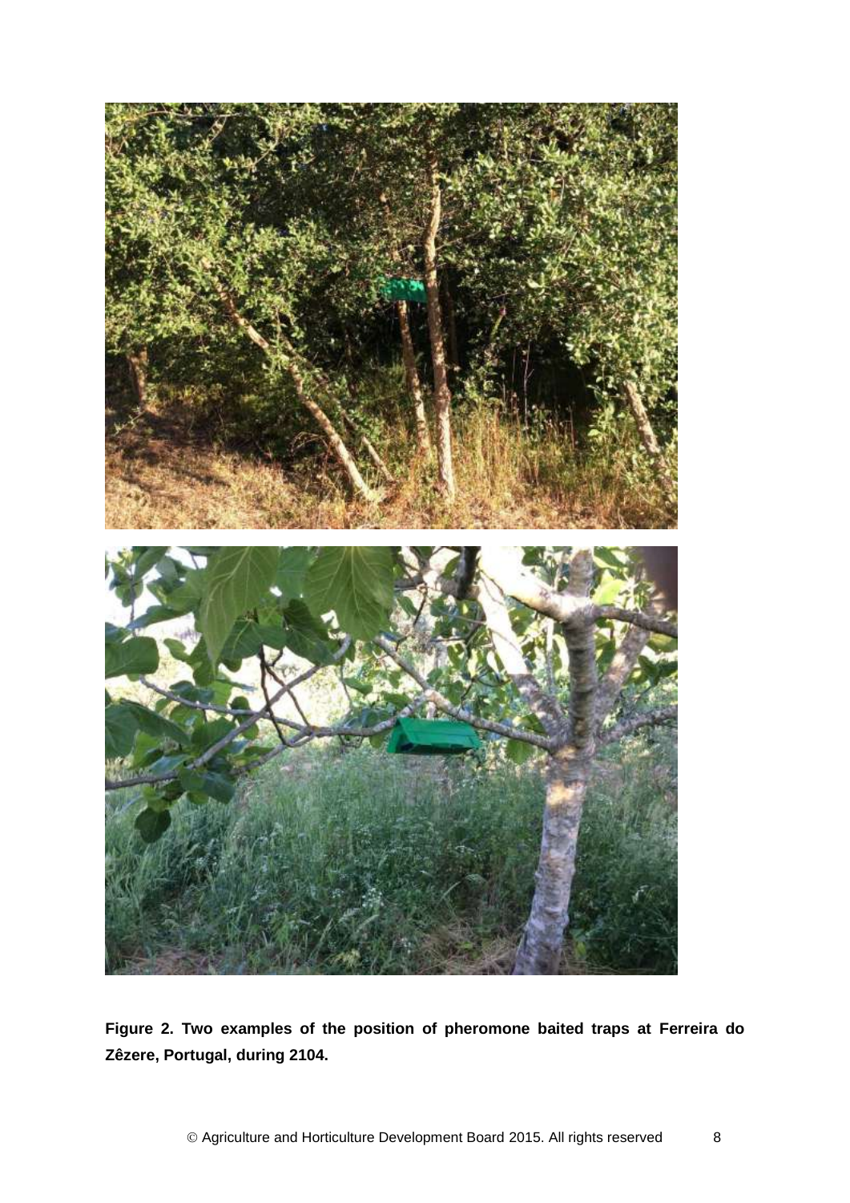**Figure 2. Two examples of the position of pheromone baited traps at Ferreira do Zêzere, Portugal, during 2104.**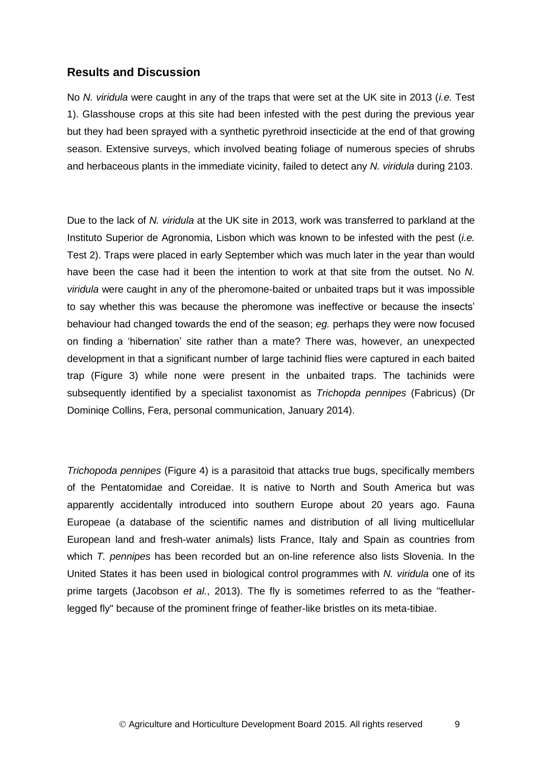## Results and Discussion

No *N. viridula* were caught in any of the traps that were set at the UK site in 2013 (*i.e.* Test 1). Glasshouse crops at this site had been infested with the pest during the previous year but they had been sprayed with a synthetic pyrethroid insecticide at the end of that growing season. Extensive surveys, which involved beating foliage of numerous species of shrubs and herbaceous plants in the immediate vicinity, failed to detect any *N. viridula* during 2103.

Due to the lack of *N. viridula* at the UK site in 2013, work was transferred to parkland at the Instituto Superior de Agronomia, Lisbon which was known to be infested with the pest (*i.e.* Test 2). Traps were placed in early September which was much later in the year than would have been the case had it been the intention to work at that site from the outset. No *N. viridula* were caught in any of the pheromone-baited or unbaited traps but it was impossible to say whether this was because the pheromone was ineffective or because the insects' behaviour had changed towards the end of the season; *eg.* perhaps they were now focused on finding a 'hibernation' site rather than a mate? There was, however, an unexpected development in that a significant number of large tachinid flies were captured in each baited trap (Figure 3) while none were present in the unbaited traps. The tachinids were subsequently identified by a specialist taxonomist as *Trichopda pennipes* (Fabricus) (Dr Dominiqe Collins, Fera, personal communication, January 2014).

*Trichopoda pennipes* (Figure 4) is a parasitoid that attacks true bugs, specifically members of the Pentatomidae and Coreidae. It is native to North and South America but was apparently accidentally introduced into southern Europe about 20 years ago. Fauna Europeae (a database of the scientific names and distribution of all living multicellular European land and fresh-water animals) lists France, Italy and Spain as countries from which *T. pennipes* has been recorded but an on-line reference also lists Slovenia. In the United States it has been used in biological control programmes with *N. viridula* one of its prime targets (Jacobson *et al.*, 2013). The fly is sometimes referred to as the "feather-legged fly" because of the prominent fringe of feather-like bristles on its meta-tibiae.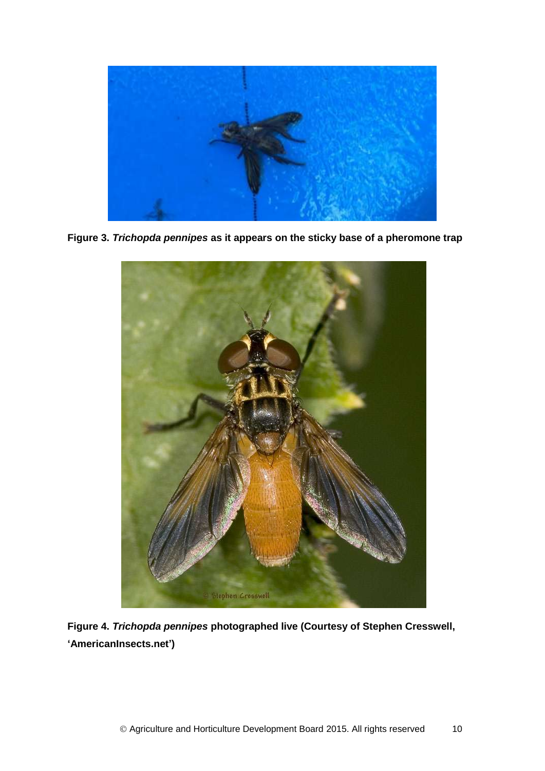**Figure 3. *Trichopda pennipes* as it appears on the sticky base of a pheromone trap**

**Figure 4. *Trichopda pennipes* photographed live (Courtesy of Stephen Cresswell, 'AmericanInsects.net')**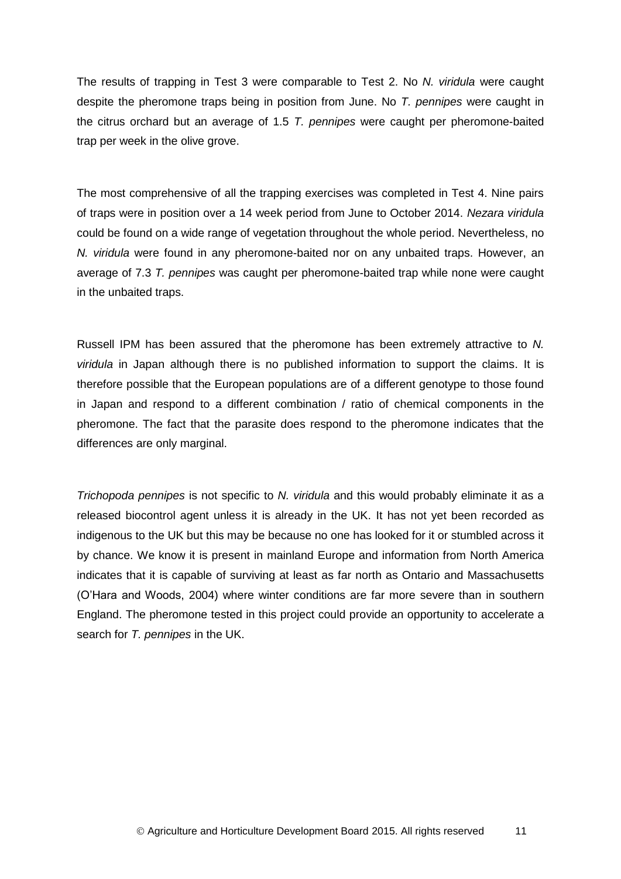The results of trapping in Test 3 were comparable to Test 2. No *N. viridula* were caught despite the pheromone traps being in position from June. No *T. pennipes* were caught in the citrus orchard but an average of 1.5 *T. pennipes* were caught per pheromone-baited trap per week in the olive grove.

The most comprehensive of all the trapping exercises was completed in Test 4. Nine pairs of traps were in position over a 14 week period from June to October 2014. *Nezara viridula* could be found on a wide range of vegetation throughout the whole period. Nevertheless, no *N. viridula* were found in any pheromone-baited nor on any unbaited traps. However, an average of 7.3 *T. pennipes* was caught per pheromone-baited trap while none were caught in the unbaited traps.

Russell IPM has been assured that the pheromone has been extremely attractive to *N. viridula* in Japan although there is no published information to support the claims. It is therefore possible that the European populations are of a different genotype to those found in Japan and respond to a different combination / ratio of chemical components in the pheromone. The fact that the parasite does respond to the pheromone indicates that the differences are only marginal.

*Trichopoda pennipes* is not specific to *N. viridula* and this would probably eliminate it as a released biocontrol agent unless it is already in the UK. It has not yet been recorded as indigenous to the UK but this may be because no one has looked for it or stumbled across it by chance. We know it is present in mainland Europe and information from North America indicates that it is capable of surviving at least as far north as Ontario and Massachusetts (O'Hara and Woods, 2004) where winter conditions are far more severe than in southern England. The pheromone tested in this project could provide an opportunity to accelerate a search for *T. pennipes* in the UK.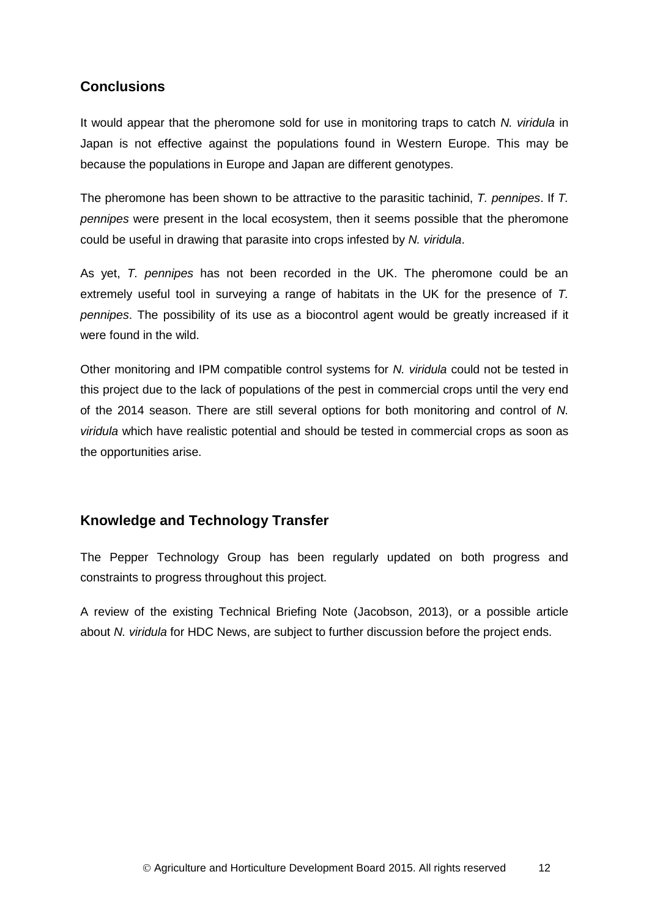## Conclusions

It would appear that the pheromone sold for use in monitoring traps to catch *N. viridula* in Japan is not effective against the populations found in Western Europe. This may be because the populations in Europe and Japan are different genotypes.

The pheromone has been shown to be attractive to the parasitic tachinid, *T. pennipes*. If *T. pennipes* were present in the local ecosystem, then it seems possible that the pheromone could be useful in drawing that parasite into crops infested by *N. viridula*.

As yet, *T. pennipes* has not been recorded in the UK. The pheromone could be an extremely useful tool in surveying a range of habitats in the UK for the presence of *T. pennipes*. The possibility of its use as a biocontrol agent would be greatly increased if it were found in the wild.

Other monitoring and IPM compatible control systems for *N. viridula* could not be tested in this project due to the lack of populations of the pest in commercial crops until the very end of the 2014 season. There are still several options for both monitoring and control of *N. viridula* which have realistic potential and should be tested in commercial crops as soon as the opportunities arise.

## Knowledge and Technology Transfer

The Pepper Technology Group has been regularly updated on both progress and constraints to progress throughout this project.

A review of the existing Technical Briefing Note (Jacobson, 2013), or a possible article about *N. viridula* for HDC News, are subject to further discussion before the project ends.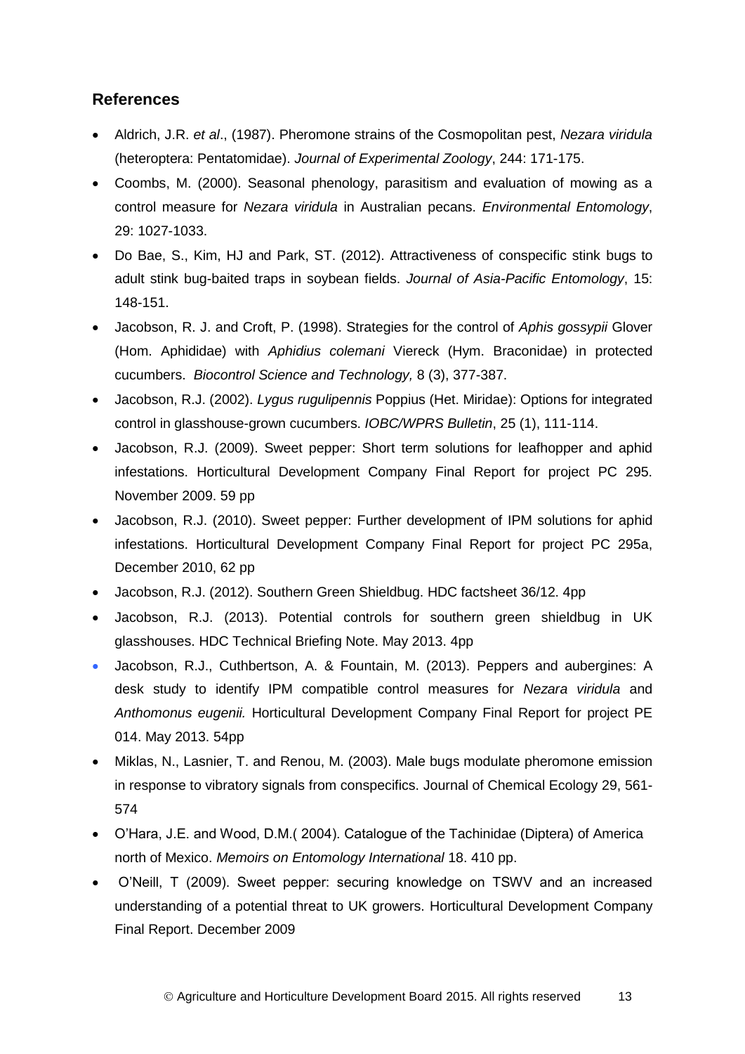## References

- Aldrich, J.R. *et al*., (1987). Pheromone strains of the Cosmopolitan pest, *Nezara viridula* (heteroptera: Pentatomidae). *Journal of Experimental Zoology*, 244: 171-175.
- Coombs, M. (2000). Seasonal phenology, parasitism and evaluation of mowing as a control measure for *Nezara viridula* in Australian pecans. *Environmental Entomology*, 29: 1027-1033.
- Do Bae, S., Kim, HJ and Park, ST. (2012). Attractiveness of conspecific stink bugs to adult stink bug-baited traps in soybean fields. *Journal of Asia-Pacific Entomology*, 15: 148-151.
- Jacobson, R. J. and Croft, P. (1998). Strategies for the control of *Aphis gossypii* Glover (Hom. Aphididae) with *Aphidius colemani* Viereck (Hym. Braconidae) in protected cucumbers. *Biocontrol Science and Technology,* 8 (3), 377-387.
- Jacobson, R.J. (2002). *Lygus rugulipennis* Poppius (Het. Miridae): Options for integrated control in glasshouse-grown cucumbers. *IOBC/WPRS Bulletin*, 25 (1), 111-114.
- Jacobson, R.J. (2009). Sweet pepper: Short term solutions for leafhopper and aphid infestations. Horticultural Development Company Final Report for project PC 295. November 2009. 59 pp
- Jacobson, R.J. (2010). Sweet pepper: Further development of IPM solutions for aphid infestations. Horticultural Development Company Final Report for project PC 295a, December 2010, 62 pp
- Jacobson, R.J. (2012). Southern Green Shieldbug. HDC factsheet 36/12. 4pp
- Jacobson, R.J. (2013). Potential controls for southern green shieldbug in UK glasshouses. HDC Technical Briefing Note. May 2013. 4pp
- Jacobson, R.J., Cuthbertson, A. & Fountain, M. (2013). Peppers and aubergines: A desk study to identify IPM compatible control measures for *Nezara viridula* and *Anthomonus eugenii.* Horticultural Development Company Final Report for project PE 014. May 2013. 54pp
- Miklas, N., Lasnier, T. and Renou, M. (2003). Male bugs modulate pheromone emission in response to vibratory signals from conspecifics. Journal of Chemical Ecology 29, 561-574
- O'Hara, J.E. and Wood, D.M.( 2004). Catalogue of the Tachinidae (Diptera) of America north of Mexico. *Memoirs on Entomology International* 18. 410 pp.
- O'Neill, T (2009). Sweet pepper: securing knowledge on TSWV and an increased understanding of a potential threat to UK growers. Horticultural Development Company Final Report. December 2009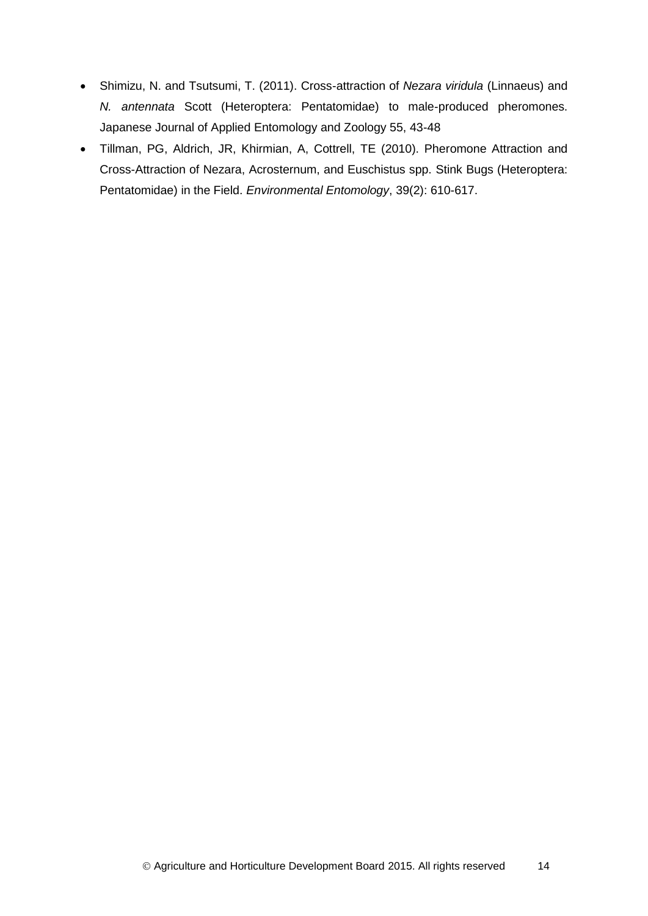- Shimizu, N. and Tsutsumi, T. (2011). Cross-attraction of *Nezara viridula* (Linnaeus) and *N. antennata* Scott (Heteroptera: Pentatomidae) to male-produced pheromones. Japanese Journal of Applied Entomology and Zoology 55, 43-48
- Tillman, PG, Aldrich, JR, Khirmian, A, Cottrell, TE (2010). Pheromone Attraction and Cross-Attraction of Nezara, Acrosternum, and Euschistus spp. Stink Bugs (Heteroptera: Pentatomidae) in the Field. *Environmental Entomology*, 39(2): 610-617.